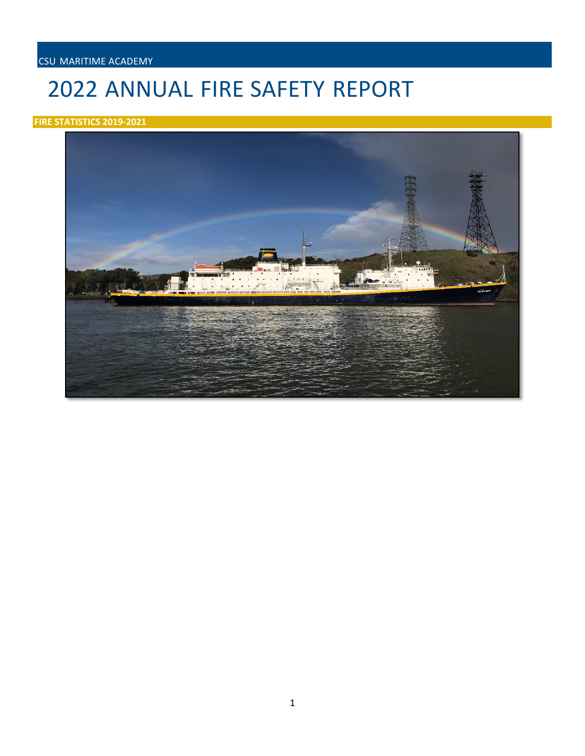CSU MARITIME ACADEMY

# 2022 ANNUAL FIRE SAFETY REPORT

**FIRE STATISTICS 2019-2021**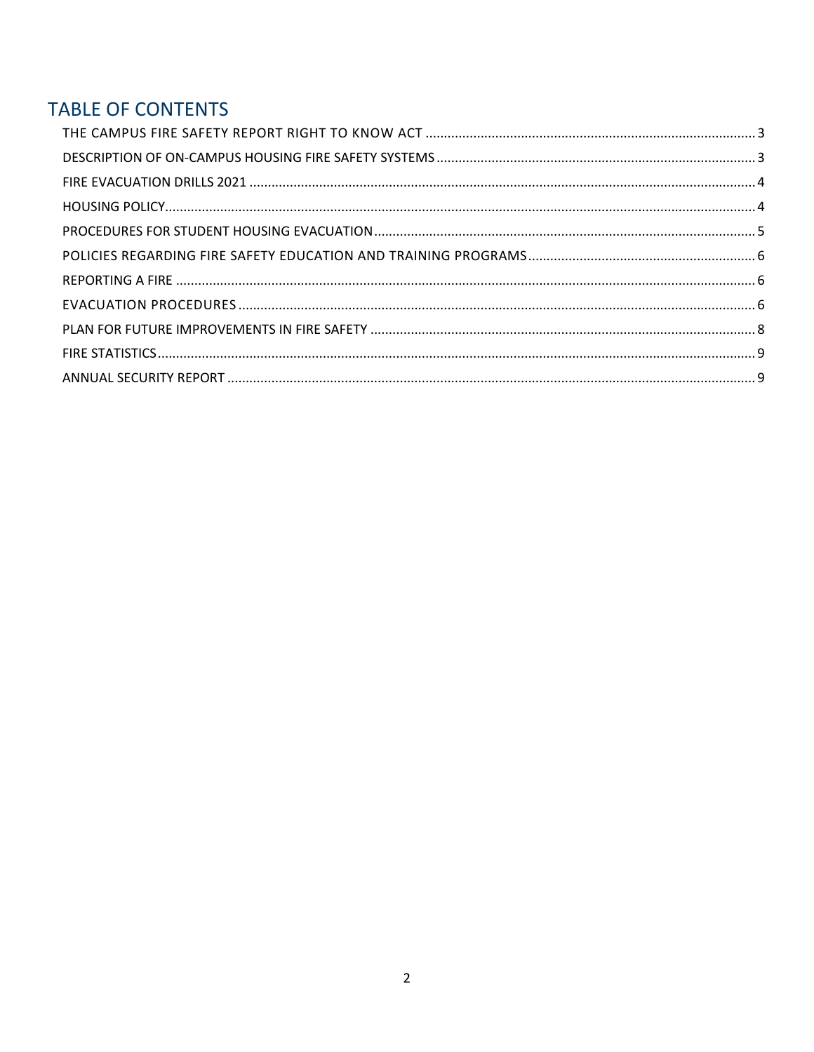## TABLE OF CONTENTS

THE CAMPUS FIRE SAFETY REPORT RIGHT TO KNOW ACT ........ 3

DESCRIPTION OF ON-CAMPUS HOUSING FIRE SAFETY SYSTEMS ........ 3

FIRE EVACUATION DRILLS 2021 ........ 4

HOUSING POLICY ........ 4

PROCEDURES FOR STUDENT HOUSING EVACUATION ........ 5

POLICIES REGARDING FIRE SAFETY EDUCATION AND TRAINING PROGRAMS ........ 6

REPORTING A FIRE ........ 6

EVACUATION PROCEDURES ........ 6

PLAN FOR FUTURE IMPROVEMENTS IN FIRE SAFETY ........ 8

FIRE STATISTICS ........ 9

ANNUAL SECURITY REPORT ........ 9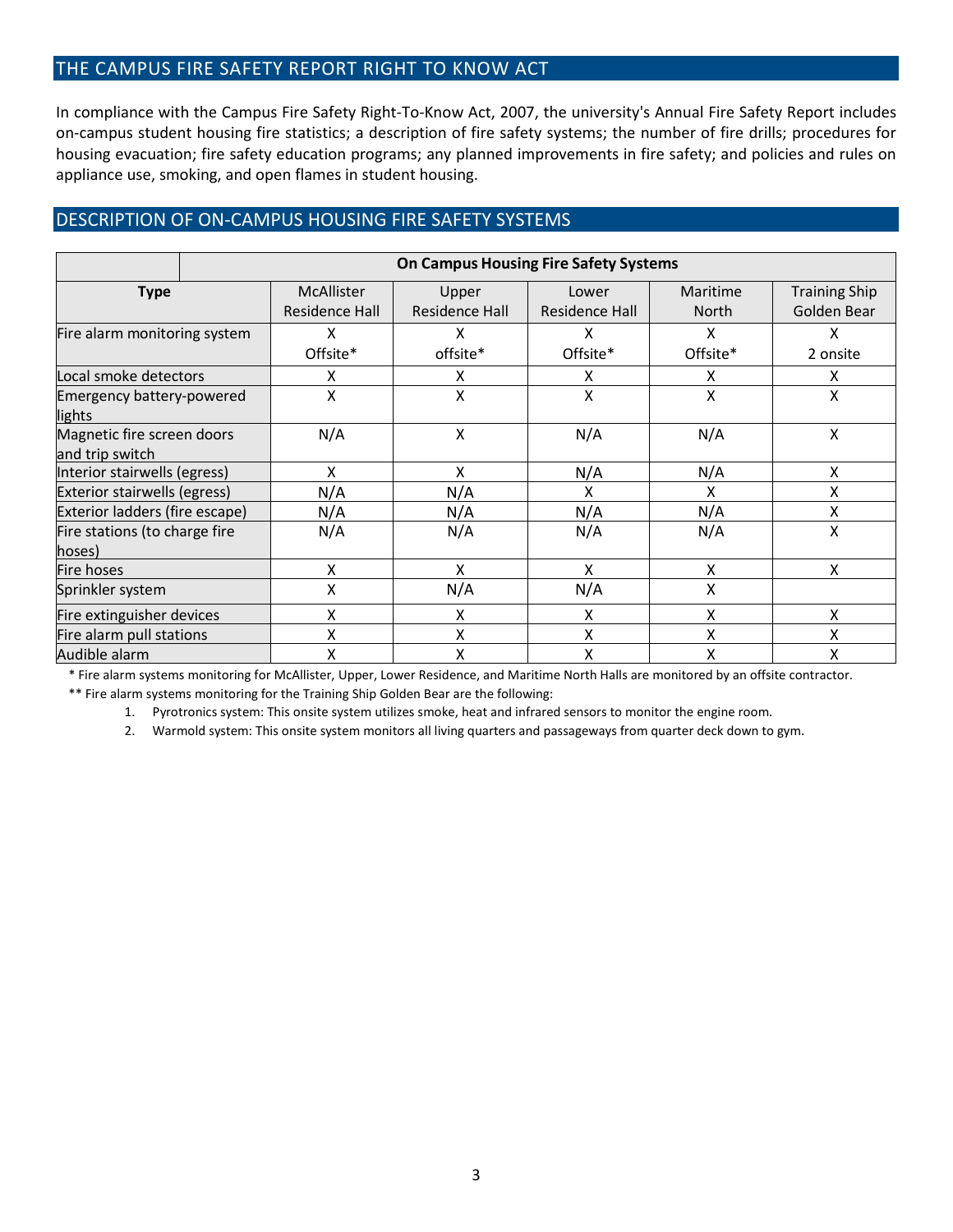## THE CAMPUS FIRE SAFETY REPORT RIGHT TO KNOW ACT

In compliance with the Campus Fire Safety Right-To-Know Act, 2007, the university's Annual Fire Safety Report includes on-campus student housing fire statistics; a description of fire safety systems; the number of fire drills; procedures for housing evacuation; fire safety education programs; any planned improvements in fire safety; and policies and rules on appliance use, smoking, and open flames in student housing.

## DESCRIPTION OF ON-CAMPUS HOUSING FIRE SAFETY SYSTEMS

| | On Campus Housing Fire Safety Systems | | | | |
|---|---|---|---|---|---|
| **Type** | McAllister Residence Hall | Upper Residence Hall | Lower Residence Hall | Maritime North | Training Ship Golden Bear |
| Fire alarm monitoring system | X Offsite* | X offsite* | X Offsite* | X Offsite* | X 2 onsite |
| Local smoke detectors | X | X | X | X | X |
| Emergency battery-powered lights | X | X | X | X | X |
| Magnetic fire screen doors and trip switch | N/A | X | N/A | N/A | X |
| Interior stairwells (egress) | X | X | N/A | N/A | X |
| Exterior stairwells (egress) | N/A | N/A | X | X | X |
| Exterior ladders (fire escape) | N/A | N/A | N/A | N/A | X |
| Fire stations (to charge fire hoses) | N/A | N/A | N/A | N/A | X |
| Fire hoses | X | X | X | X | X |
| Sprinkler system | X | N/A | N/A | X | |
| Fire extinguisher devices | X | X | X | X | X |
| Fire alarm pull stations | X | X | X | X | X |
| Audible alarm | X | X | X | X | X |

\* Fire alarm systems monitoring for McAllister, Upper, Lower Residence, and Maritime North Halls are monitored by an offsite contractor.

\*\* Fire alarm systems monitoring for the Training Ship Golden Bear are the following:

1. Pyrotronics system: This onsite system utilizes smoke, heat and infrared sensors to monitor the engine room.
2. Warmold system: This onsite system monitors all living quarters and passageways from quarter deck down to gym.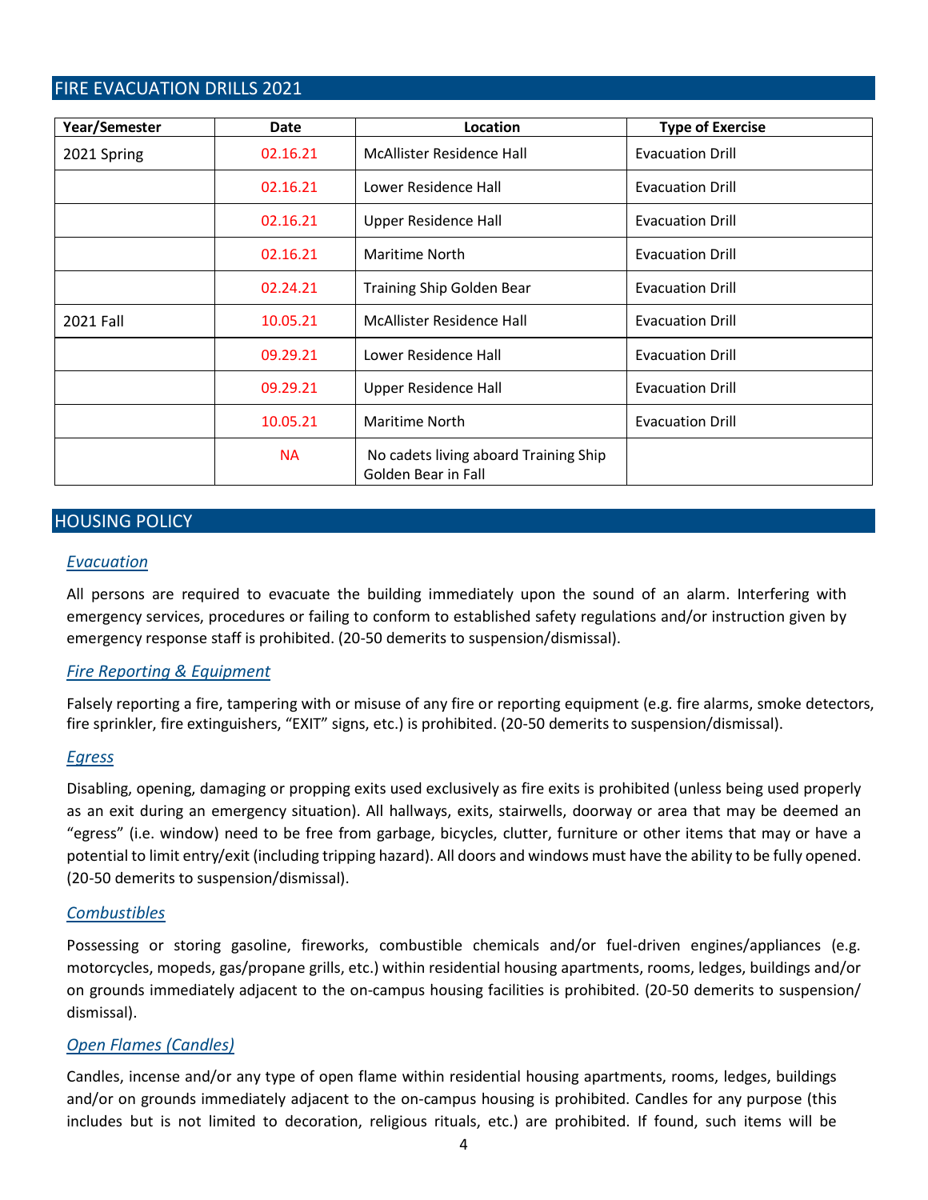## FIRE EVACUATION DRILLS 2021

| Year/Semester | Date | Location | Type of Exercise |
| --- | --- | --- | --- |
| 2021 Spring | 02.16.21 | McAllister Residence Hall | Evacuation Drill |
| | 02.16.21 | Lower Residence Hall | Evacuation Drill |
| | 02.16.21 | Upper Residence Hall | Evacuation Drill |
| | 02.16.21 | Maritime North | Evacuation Drill |
| | 02.24.21 | Training Ship Golden Bear | Evacuation Drill |
| 2021 Fall | 10.05.21 | McAllister Residence Hall | Evacuation Drill |
| | 09.29.21 | Lower Residence Hall | Evacuation Drill |
| | 09.29.21 | Upper Residence Hall | Evacuation Drill |
| | 10.05.21 | Maritime North | Evacuation Drill |
| | NA | No cadets living aboard Training Ship Golden Bear in Fall | |

## HOUSING POLICY

### *Evacuation*

All persons are required to evacuate the building immediately upon the sound of an alarm. Interfering with emergency services, procedures or failing to conform to established safety regulations and/or instruction given by emergency response staff is prohibited. (20-50 demerits to suspension/dismissal).

### *Fire Reporting & Equipment*

Falsely reporting a fire, tampering with or misuse of any fire or reporting equipment (e.g. fire alarms, smoke detectors, fire sprinkler, fire extinguishers, "EXIT" signs, etc.) is prohibited. (20-50 demerits to suspension/dismissal).

### *Egress*

Disabling, opening, damaging or propping exits used exclusively as fire exits is prohibited (unless being used properly as an exit during an emergency situation). All hallways, exits, stairwells, doorway or area that may be deemed an "egress" (i.e. window) need to be free from garbage, bicycles, clutter, furniture or other items that may or have a potential to limit entry/exit (including tripping hazard). All doors and windows must have the ability to be fully opened. (20-50 demerits to suspension/dismissal).

### *Combustibles*

Possessing or storing gasoline, fireworks, combustible chemicals and/or fuel-driven engines/appliances (e.g. motorcycles, mopeds, gas/propane grills, etc.) within residential housing apartments, rooms, ledges, buildings and/or on grounds immediately adjacent to the on-campus housing facilities is prohibited. (20-50 demerits to suspension/ dismissal).

### *Open Flames (Candles)*

Candles, incense and/or any type of open flame within residential housing apartments, rooms, ledges, buildings and/or on grounds immediately adjacent to the on-campus housing is prohibited. Candles for any purpose (this includes but is not limited to decoration, religious rituals, etc.) are prohibited. If found, such items will be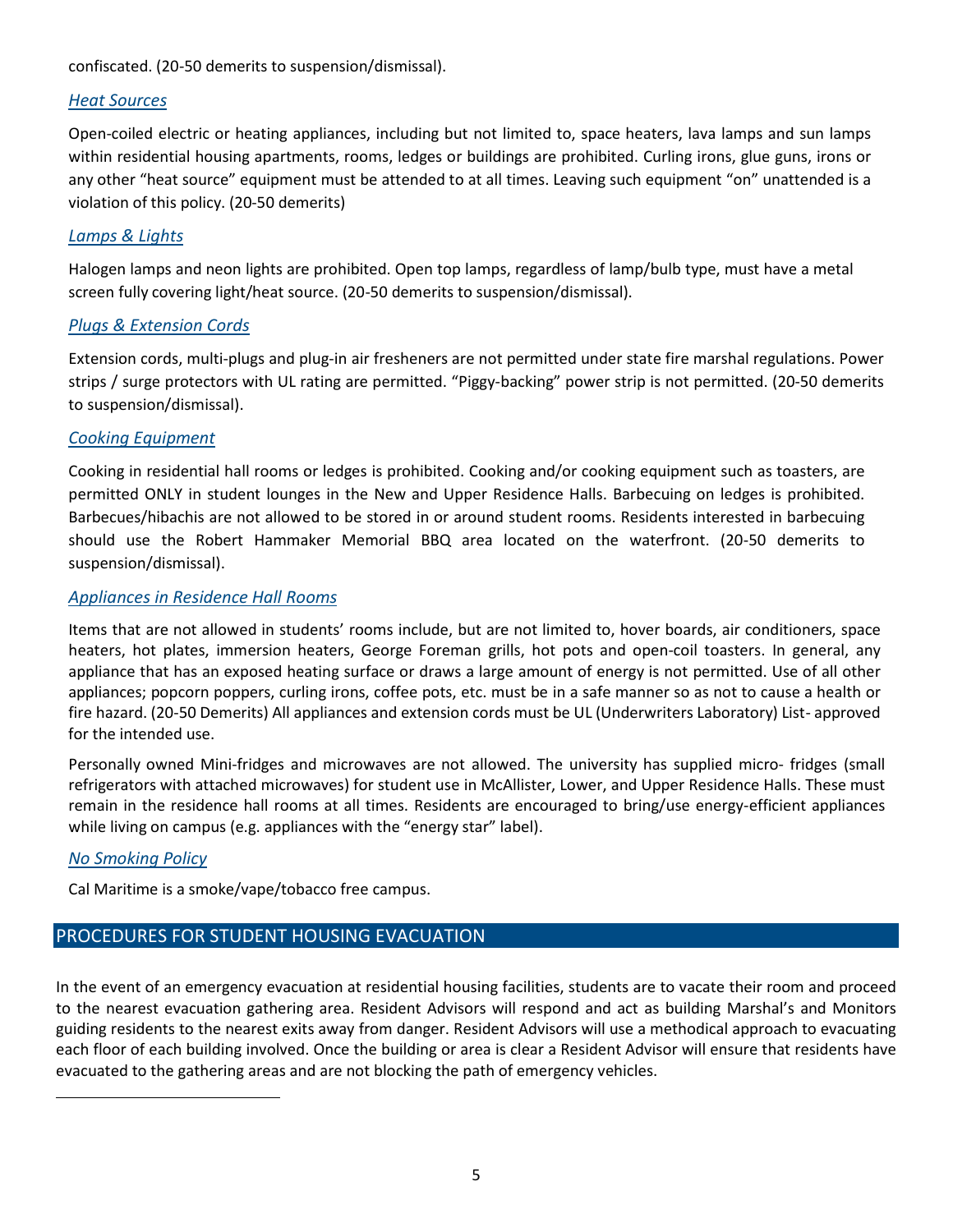confiscated. (20-50 demerits to suspension/dismissal).

### *Heat Sources*

Open-coiled electric or heating appliances, including but not limited to, space heaters, lava lamps and sun lamps within residential housing apartments, rooms, ledges or buildings are prohibited. Curling irons, glue guns, irons or any other "heat source" equipment must be attended to at all times. Leaving such equipment "on" unattended is a violation of this policy. (20-50 demerits)

### *Lamps & Lights*

Halogen lamps and neon lights are prohibited. Open top lamps, regardless of lamp/bulb type, must have a metal screen fully covering light/heat source. (20-50 demerits to suspension/dismissal).

### *Plugs & Extension Cords*

Extension cords, multi-plugs and plug-in air fresheners are not permitted under state fire marshal regulations. Power strips / surge protectors with UL rating are permitted. "Piggy-backing" power strip is not permitted. (20-50 demerits to suspension/dismissal).

### *Cooking Equipment*

Cooking in residential hall rooms or ledges is prohibited. Cooking and/or cooking equipment such as toasters, are permitted ONLY in student lounges in the New and Upper Residence Halls. Barbecuing on ledges is prohibited. Barbecues/hibachis are not allowed to be stored in or around student rooms. Residents interested in barbecuing should use the Robert Hammaker Memorial BBQ area located on the waterfront. (20-50 demerits to suspension/dismissal).

### *Appliances in Residence Hall Rooms*

Items that are not allowed in students' rooms include, but are not limited to, hover boards, air conditioners, space heaters, hot plates, immersion heaters, George Foreman grills, hot pots and open-coil toasters. In general, any appliance that has an exposed heating surface or draws a large amount of energy is not permitted. Use of all other appliances; popcorn poppers, curling irons, coffee pots, etc. must be in a safe manner so as not to cause a health or fire hazard. (20-50 Demerits) All appliances and extension cords must be UL (Underwriters Laboratory) List- approved for the intended use.

Personally owned Mini-fridges and microwaves are not allowed. The university has supplied micro- fridges (small refrigerators with attached microwaves) for student use in McAllister, Lower, and Upper Residence Halls. These must remain in the residence hall rooms at all times. Residents are encouraged to bring/use energy-efficient appliances while living on campus (e.g. appliances with the "energy star" label).

### *No Smoking Policy*

Cal Maritime is a smoke/vape/tobacco free campus.

## PROCEDURES FOR STUDENT HOUSING EVACUATION

In the event of an emergency evacuation at residential housing facilities, students are to vacate their room and proceed to the nearest evacuation gathering area. Resident Advisors will respond and act as building Marshal's and Monitors guiding residents to the nearest exits away from danger. Resident Advisors will use a methodical approach to evacuating each floor of each building involved. Once the building or area is clear a Resident Advisor will ensure that residents have evacuated to the gathering areas and are not blocking the path of emergency vehicles.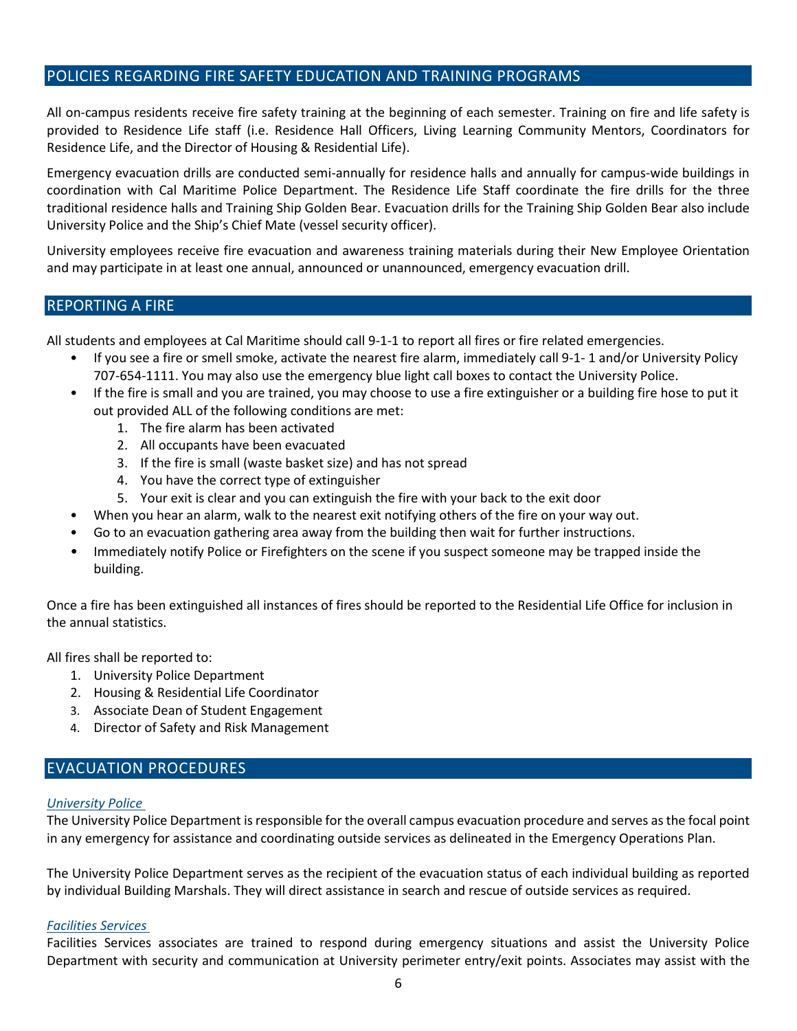## POLICIES REGARDING FIRE SAFETY EDUCATION AND TRAINING PROGRAMS

All on-campus residents receive fire safety training at the beginning of each semester. Training on fire and life safety is provided to Residence Life staff (i.e. Residence Hall Officers, Living Learning Community Mentors, Coordinators for Residence Life, and the Director of Housing & Residential Life).

Emergency evacuation drills are conducted semi-annually for residence halls and annually for campus-wide buildings in coordination with Cal Maritime Police Department. The Residence Life Staff coordinate the fire drills for the three traditional residence halls and Training Ship Golden Bear. Evacuation drills for the Training Ship Golden Bear also include University Police and the Ship's Chief Mate (vessel security officer).

University employees receive fire evacuation and awareness training materials during their New Employee Orientation and may participate in at least one annual, announced or unannounced, emergency evacuation drill.

## REPORTING A FIRE

All students and employees at Cal Maritime should call 9-1-1 to report all fires or fire related emergencies.

- If you see a fire or smell smoke, activate the nearest fire alarm, immediately call 9-1- 1 and/or University Policy 707-654-1111. You may also use the emergency blue light call boxes to contact the University Police.
- If the fire is small and you are trained, you may choose to use a fire extinguisher or a building fire hose to put it out provided ALL of the following conditions are met:
  1. The fire alarm has been activated
  2. All occupants have been evacuated
  3. If the fire is small (waste basket size) and has not spread
  4. You have the correct type of extinguisher
  5. Your exit is clear and you can extinguish the fire with your back to the exit door
- When you hear an alarm, walk to the nearest exit notifying others of the fire on your way out.
- Go to an evacuation gathering area away from the building then wait for further instructions.
- Immediately notify Police or Firefighters on the scene if you suspect someone may be trapped inside the building.

Once a fire has been extinguished all instances of fires should be reported to the Residential Life Office for inclusion in the annual statistics.

All fires shall be reported to:

1. University Police Department
2. Housing & Residential Life Coordinator
3. Associate Dean of Student Engagement
4. Director of Safety and Risk Management

## EVACUATION PROCEDURES

*University Police*

The University Police Department is responsible for the overall campus evacuation procedure and serves as the focal point in any emergency for assistance and coordinating outside services as delineated in the Emergency Operations Plan.

The University Police Department serves as the recipient of the evacuation status of each individual building as reported by individual Building Marshals. They will direct assistance in search and rescue of outside services as required.

*Facilities Services*

Facilities Services associates are trained to respond during emergency situations and assist the University Police Department with security and communication at University perimeter entry/exit points. Associates may assist with the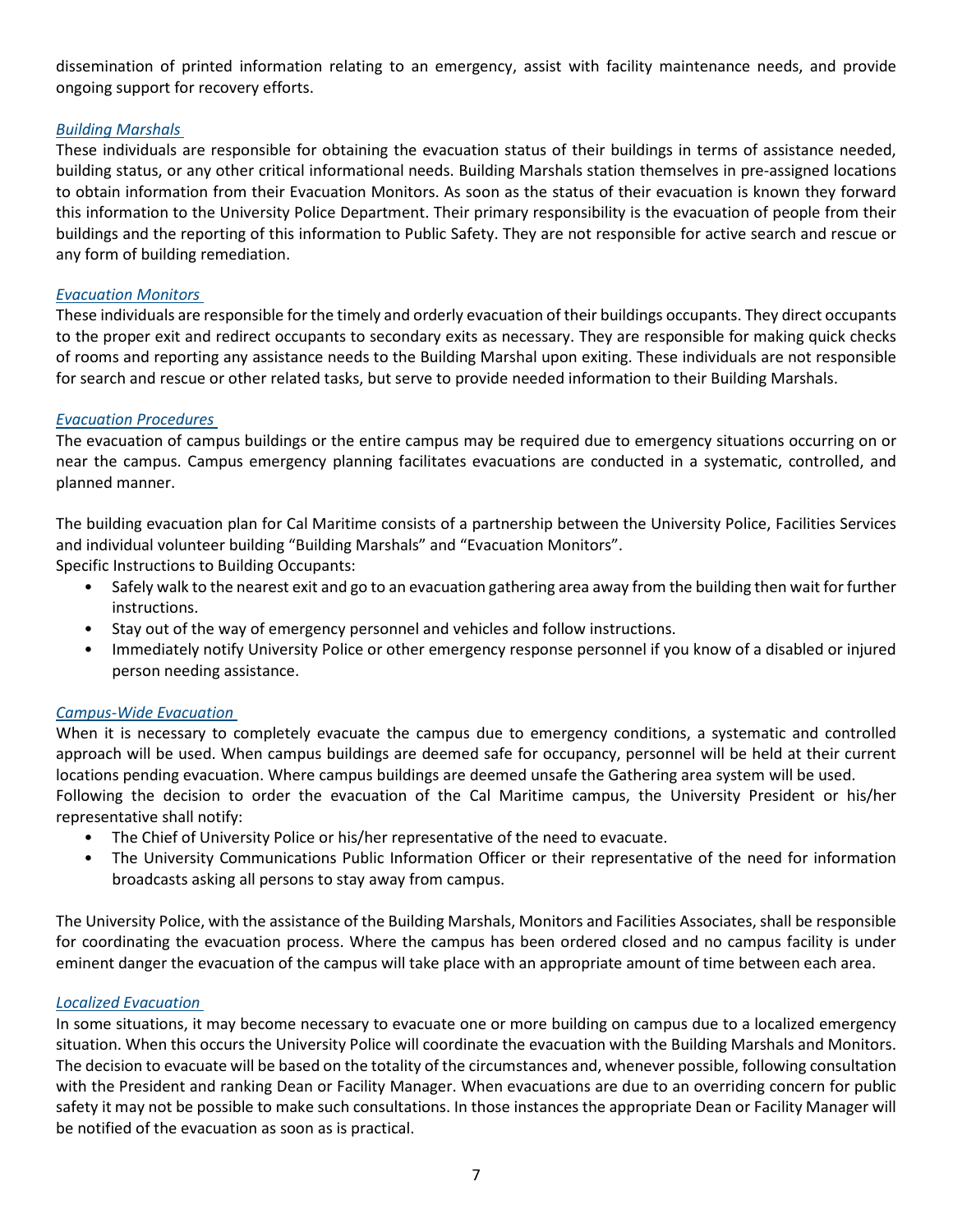dissemination of printed information relating to an emergency, assist with facility maintenance needs, and provide ongoing support for recovery efforts.

### *Building Marshals*

These individuals are responsible for obtaining the evacuation status of their buildings in terms of assistance needed, building status, or any other critical informational needs. Building Marshals station themselves in pre-assigned locations to obtain information from their Evacuation Monitors. As soon as the status of their evacuation is known they forward this information to the University Police Department. Their primary responsibility is the evacuation of people from their buildings and the reporting of this information to Public Safety. They are not responsible for active search and rescue or any form of building remediation.

### *Evacuation Monitors*

These individuals are responsible for the timely and orderly evacuation of their buildings occupants. They direct occupants to the proper exit and redirect occupants to secondary exits as necessary. They are responsible for making quick checks of rooms and reporting any assistance needs to the Building Marshal upon exiting. These individuals are not responsible for search and rescue or other related tasks, but serve to provide needed information to their Building Marshals.

### *Evacuation Procedures*

The evacuation of campus buildings or the entire campus may be required due to emergency situations occurring on or near the campus. Campus emergency planning facilitates evacuations are conducted in a systematic, controlled, and planned manner.

The building evacuation plan for Cal Maritime consists of a partnership between the University Police, Facilities Services and individual volunteer building "Building Marshals" and "Evacuation Monitors".
Specific Instructions to Building Occupants:

- Safely walk to the nearest exit and go to an evacuation gathering area away from the building then wait for further instructions.
- Stay out of the way of emergency personnel and vehicles and follow instructions.
- Immediately notify University Police or other emergency response personnel if you know of a disabled or injured person needing assistance.

### *Campus-Wide Evacuation*

When it is necessary to completely evacuate the campus due to emergency conditions, a systematic and controlled approach will be used. When campus buildings are deemed safe for occupancy, personnel will be held at their current locations pending evacuation. Where campus buildings are deemed unsafe the Gathering area system will be used.
Following the decision to order the evacuation of the Cal Maritime campus, the University President or his/her representative shall notify:

- The Chief of University Police or his/her representative of the need to evacuate.
- The University Communications Public Information Officer or their representative of the need for information broadcasts asking all persons to stay away from campus.

The University Police, with the assistance of the Building Marshals, Monitors and Facilities Associates, shall be responsible for coordinating the evacuation process. Where the campus has been ordered closed and no campus facility is under eminent danger the evacuation of the campus will take place with an appropriate amount of time between each area.

### *Localized Evacuation*

In some situations, it may become necessary to evacuate one or more building on campus due to a localized emergency situation. When this occurs the University Police will coordinate the evacuation with the Building Marshals and Monitors. The decision to evacuate will be based on the totality of the circumstances and, whenever possible, following consultation with the President and ranking Dean or Facility Manager. When evacuations are due to an overriding concern for public safety it may not be possible to make such consultations. In those instances the appropriate Dean or Facility Manager will be notified of the evacuation as soon as is practical.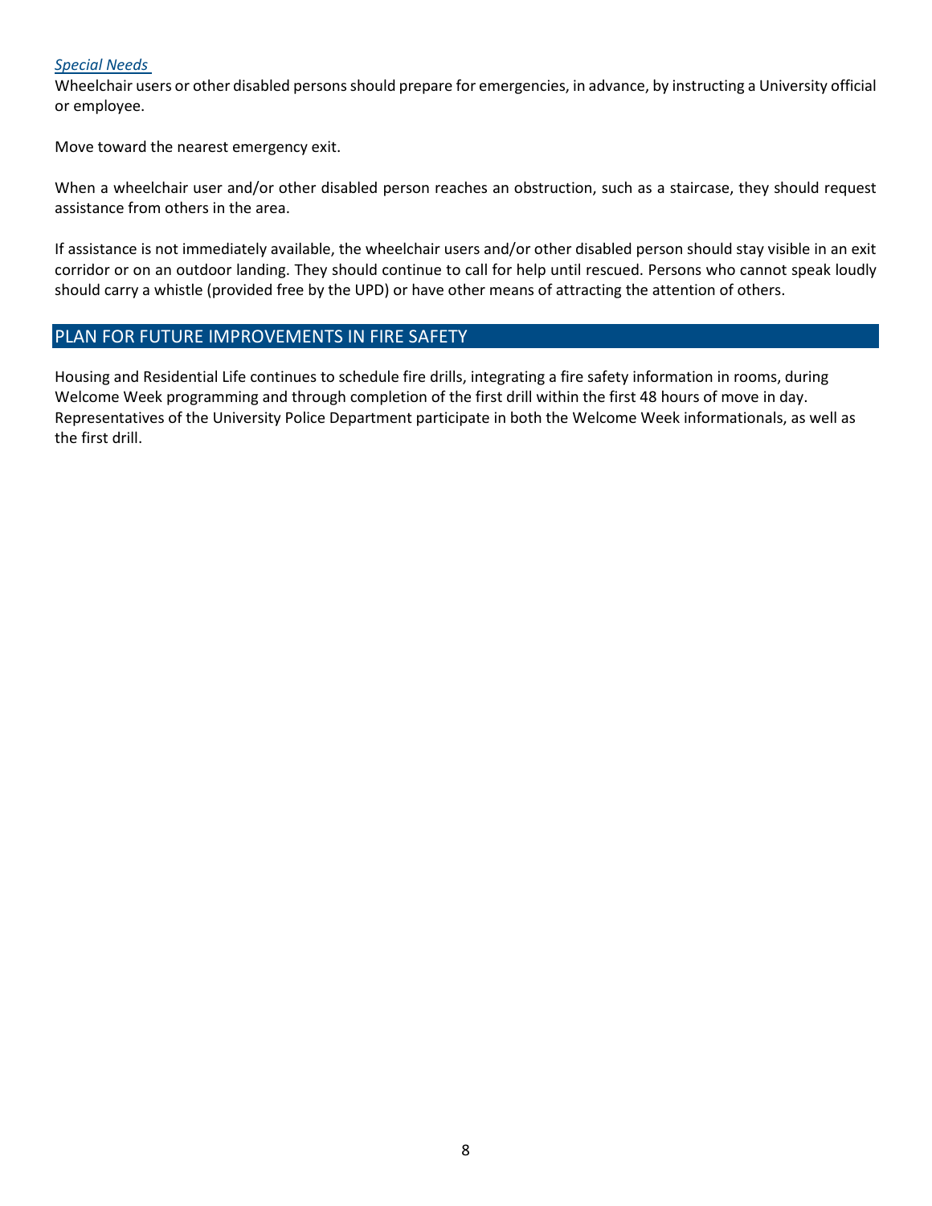*Special Needs*

Wheelchair users or other disabled persons should prepare for emergencies, in advance, by instructing a University official or employee.

Move toward the nearest emergency exit.

When a wheelchair user and/or other disabled person reaches an obstruction, such as a staircase, they should request assistance from others in the area.

If assistance is not immediately available, the wheelchair users and/or other disabled person should stay visible in an exit corridor or on an outdoor landing. They should continue to call for help until rescued. Persons who cannot speak loudly should carry a whistle (provided free by the UPD) or have other means of attracting the attention of others.

## PLAN FOR FUTURE IMPROVEMENTS IN FIRE SAFETY

Housing and Residential Life continues to schedule fire drills, integrating a fire safety information in rooms, during Welcome Week programming and through completion of the first drill within the first 48 hours of move in day. Representatives of the University Police Department participate in both the Welcome Week informationals, as well as the first drill.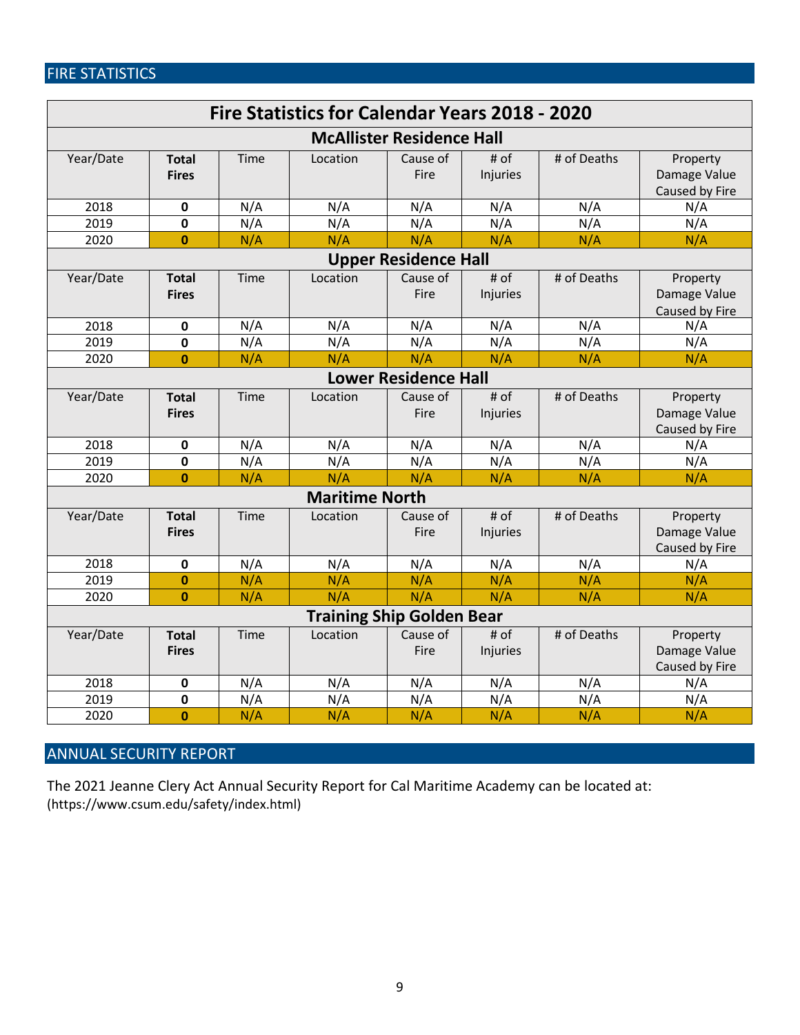## FIRE STATISTICS

### Fire Statistics for Calendar Years 2018 - 2020

#### McAllister Residence Hall

| Year/Date | **Total Fires** | Time | Location | Cause of Fire | # of Injuries | # of Deaths | Property Damage Value Caused by Fire |
|---|---|---|---|---|---|---|---|
| 2018 | **0** | N/A | N/A | N/A | N/A | N/A | N/A |
| 2019 | **0** | N/A | N/A | N/A | N/A | N/A | N/A |
| 2020 | **0** | N/A | N/A | N/A | N/A | N/A | N/A |

#### Upper Residence Hall

| Year/Date | **Total Fires** | Time | Location | Cause of Fire | # of Injuries | # of Deaths | Property Damage Value Caused by Fire |
|---|---|---|---|---|---|---|---|
| 2018 | **0** | N/A | N/A | N/A | N/A | N/A | N/A |
| 2019 | **0** | N/A | N/A | N/A | N/A | N/A | N/A |
| 2020 | **0** | N/A | N/A | N/A | N/A | N/A | N/A |

#### Lower Residence Hall

| Year/Date | **Total Fires** | Time | Location | Cause of Fire | # of Injuries | # of Deaths | Property Damage Value Caused by Fire |
|---|---|---|---|---|---|---|---|
| 2018 | **0** | N/A | N/A | N/A | N/A | N/A | N/A |
| 2019 | **0** | N/A | N/A | N/A | N/A | N/A | N/A |
| 2020 | **0** | N/A | N/A | N/A | N/A | N/A | N/A |

#### Maritime North

| Year/Date | **Total Fires** | Time | Location | Cause of Fire | # of Injuries | # of Deaths | Property Damage Value Caused by Fire |
|---|---|---|---|---|---|---|---|
| 2018 | **0** | N/A | N/A | N/A | N/A | N/A | N/A |
| 2019 | **0** | N/A | N/A | N/A | N/A | N/A | N/A |
| 2020 | **0** | N/A | N/A | N/A | N/A | N/A | N/A |

#### Training Ship Golden Bear

| Year/Date | **Total Fires** | Time | Location | Cause of Fire | # of Injuries | # of Deaths | Property Damage Value Caused by Fire |
|---|---|---|---|---|---|---|---|
| 2018 | **0** | N/A | N/A | N/A | N/A | N/A | N/A |
| 2019 | **0** | N/A | N/A | N/A | N/A | N/A | N/A |
| 2020 | **0** | N/A | N/A | N/A | N/A | N/A | N/A |

## ANNUAL SECURITY REPORT

The 2021 Jeanne Clery Act Annual Security Report for Cal Maritime Academy can be located at: (https://www.csum.edu/safety/index.html)